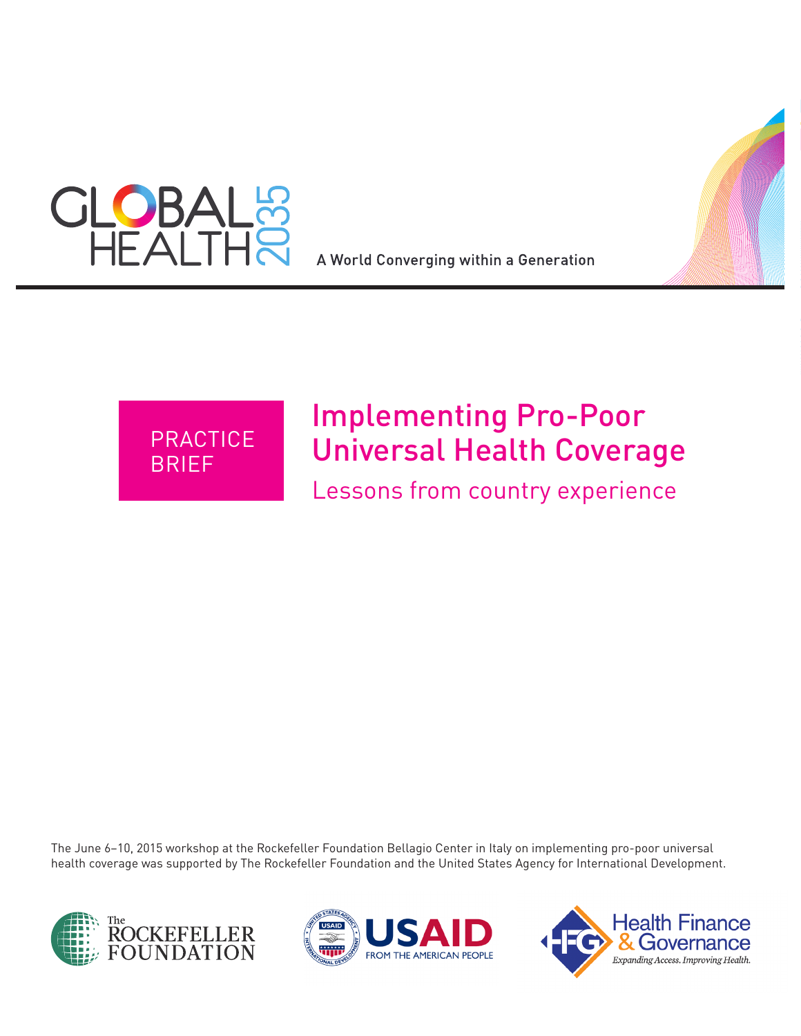GLOBAL HEALTH 2035

A World Converging within a Generation

PRACTICE BRIEF

# Implementing Pro-Poor Universal Health Coverage

## Lessons from country experience

The June 6–10, 2015 workshop at the Rockefeller Foundation Bellagio Center in Italy on implementing pro-poor universal health coverage was supported by The Rockefeller Foundation and the United States Agency for International Development.

The Rockefeller Foundation

USAID FROM THE AMERICAN PEOPLE

Health Finance & Governance — Expanding Access. Improving Health.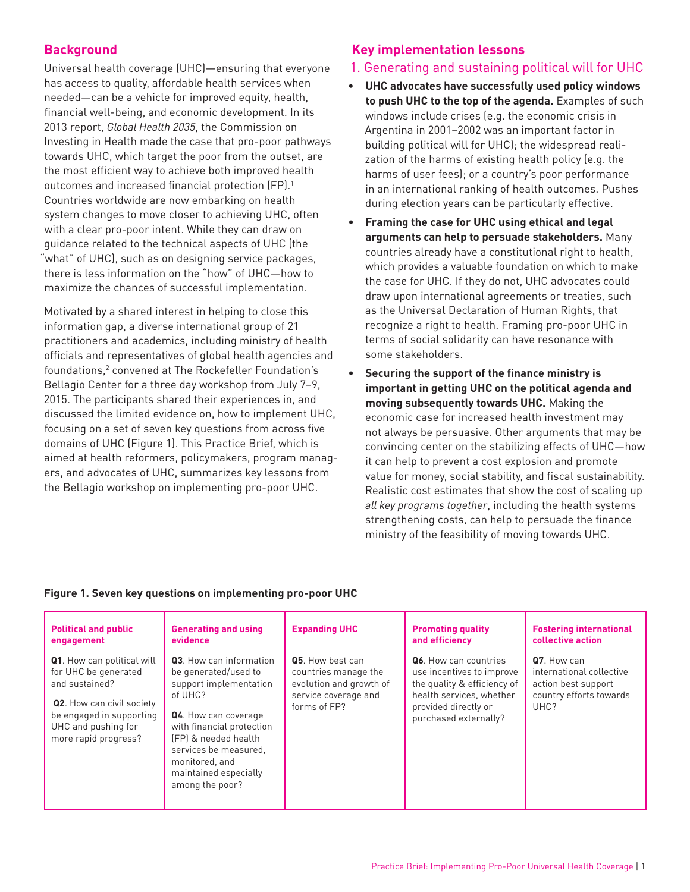## Background

Universal health coverage (UHC)—ensuring that everyone has access to quality, affordable health services when needed—can be a vehicle for improved equity, health, financial well-being, and economic development. In its 2013 report, *Global Health 2035*, the Commission on Investing in Health made the case that pro-poor pathways towards UHC, which target the poor from the outset, are the most efficient way to achieve both improved health outcomes and increased financial protection (FP).[1] Countries worldwide are now embarking on health system changes to move closer to achieving UHC, often with a clear pro-poor intent. While they can draw on guidance related to the technical aspects of UHC (the "what" of UHC), such as on designing service packages, there is less information on the "how" of UHC—how to maximize the chances of successful implementation.

Motivated by a shared interest in helping to close this information gap, a diverse international group of 21 practitioners and academics, including ministry of health officials and representatives of global health agencies and foundations,[2] convened at The Rockefeller Foundation's Bellagio Center for a three day workshop from July 7–9, 2015. The participants shared their experiences in, and discussed the limited evidence on, how to implement UHC, focusing on a set of seven key questions from across five domains of UHC (Figure 1). This Practice Brief, which is aimed at health reformers, policymakers, program managers, and advocates of UHC, summarizes key lessons from the Bellagio workshop on implementing pro-poor UHC.

## Key implementation lessons

### 1. Generating and sustaining political will for UHC

- **UHC advocates have successfully used policy windows to push UHC to the top of the agenda.** Examples of such windows include crises (e.g. the economic crisis in Argentina in 2001–2002 was an important factor in building political will for UHC); the widespread realization of the harms of existing health policy (e.g. the harms of user fees); or a country's poor performance in an international ranking of health outcomes. Pushes during election years can be particularly effective.
- **Framing the case for UHC using ethical and legal arguments can help to persuade stakeholders.** Many countries already have a constitutional right to health, which provides a valuable foundation on which to make the case for UHC. If they do not, UHC advocates could draw upon international agreements or treaties, such as the Universal Declaration of Human Rights, that recognize a right to health. Framing pro-poor UHC in terms of social solidarity can have resonance with some stakeholders.
- **Securing the support of the finance ministry is important in getting UHC on the political agenda and moving subsequently towards UHC.** Making the economic case for increased health investment may not always be persuasive. Other arguments that may be convincing center on the stabilizing effects of UHC—how it can help to prevent a cost explosion and promote value for money, social stability, and fiscal sustainability. Realistic cost estimates that show the cost of scaling up *all key programs together*, including the health systems strengthening costs, can help to persuade the finance ministry of the feasibility of moving towards UHC.

**Figure 1. Seven key questions on implementing pro-poor UHC**

| Political and public engagement | Generating and using evidence | Expanding UHC | Promoting quality and efficiency | Fostering international collective action |
|---|---|---|---|---|
| **Q1**. How can political will for UHC be generated and sustained?<br><br>**Q2**. How can civil society be engaged in supporting UHC and pushing for more rapid progress? | **Q3**. How can information be generated/used to support implementation of UHC?<br><br>**Q4**. How can coverage with financial protection (FP) & needed health services be measured, monitored, and maintained especially among the poor? | **Q5**. How best can countries manage the evolution and growth of service coverage and forms of FP? | **Q6**. How can countries use incentives to improve the quality & efficiency of health services, whether provided directly or purchased externally? | **Q7**. How can international collective action best support country efforts towards UHC? |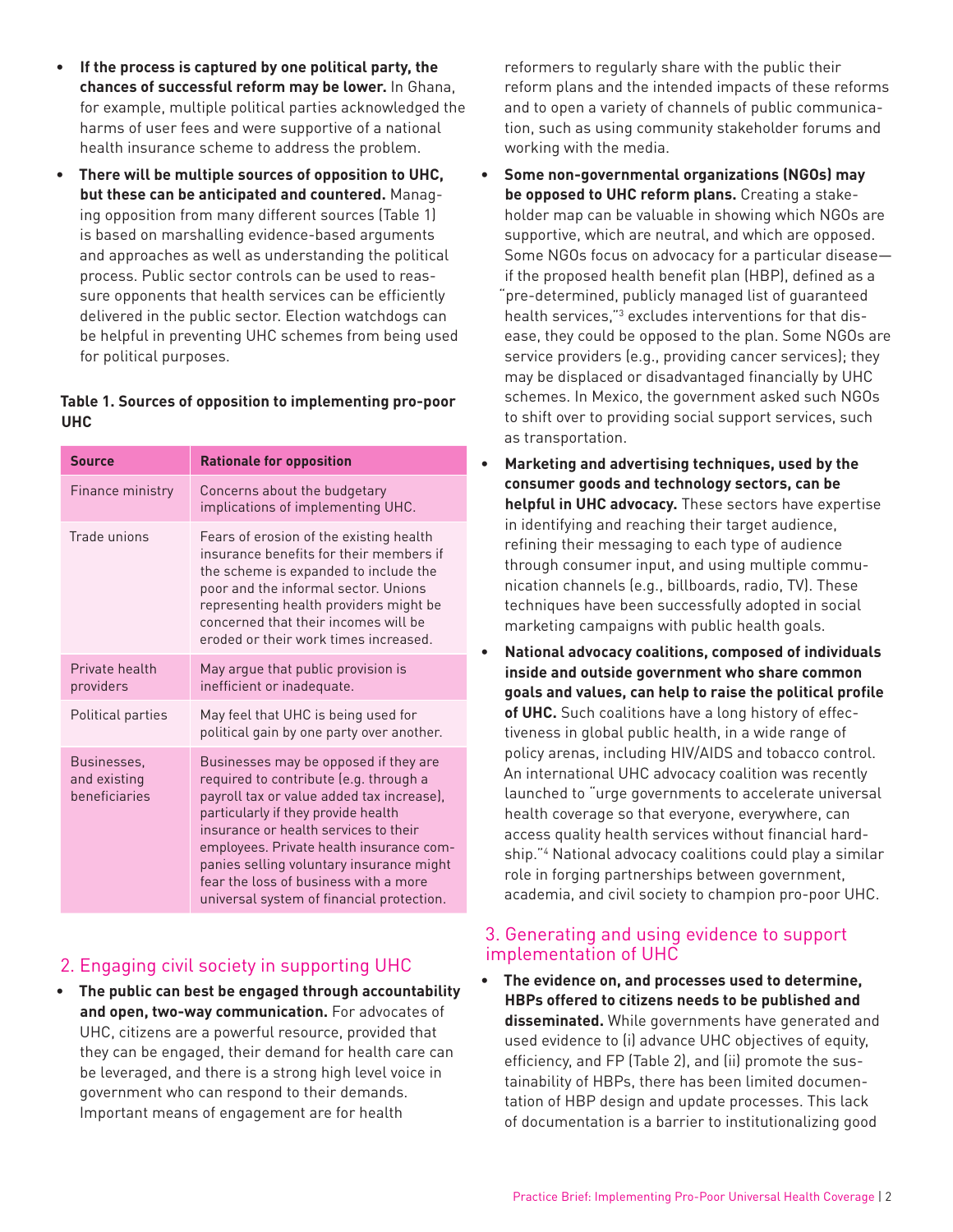- **If the process is captured by one political party, the chances of successful reform may be lower.** In Ghana, for example, multiple political parties acknowledged the harms of user fees and were supportive of a national health insurance scheme to address the problem.
- **There will be multiple sources of opposition to UHC, but these can be anticipated and countered.** Managing opposition from many different sources (Table 1) is based on marshalling evidence-based arguments and approaches as well as understanding the political process. Public sector controls can be used to reassure opponents that health services can be efficiently delivered in the public sector. Election watchdogs can be helpful in preventing UHC schemes from being used for political purposes.

**Table 1. Sources of opposition to implementing pro-poor UHC**

| Source | Rationale for opposition |
|---|---|
| Finance ministry | Concerns about the budgetary implications of implementing UHC. |
| Trade unions | Fears of erosion of the existing health insurance benefits for their members if the scheme is expanded to include the poor and the informal sector. Unions representing health providers might be concerned that their incomes will be eroded or their work times increased. |
| Private health providers | May argue that public provision is inefficient or inadequate. |
| Political parties | May feel that UHC is being used for political gain by one party over another. |
| Businesses, and existing beneficiaries | Businesses may be opposed if they are required to contribute (e.g. through a payroll tax or value added tax increase), particularly if they provide health insurance or health services to their employees. Private health insurance companies selling voluntary insurance might fear the loss of business with a more universal system of financial protection. |

## 2. Engaging civil society in supporting UHC

- **The public can best be engaged through accountability and open, two-way communication.** For advocates of UHC, citizens are a powerful resource, provided that they can be engaged, their demand for health care can be leveraged, and there is a strong high level voice in government who can respond to their demands. Important means of engagement are for health reformers to regularly share with the public their reform plans and the intended impacts of these reforms and to open a variety of channels of public communication, such as using community stakeholder forums and working with the media.
- **Some non-governmental organizations (NGOs) may be opposed to UHC reform plans.** Creating a stakeholder map can be valuable in showing which NGOs are supportive, which are neutral, and which are opposed. Some NGOs focus on advocacy for a particular disease—if the proposed health benefit plan (HBP), defined as a "pre-determined, publicly managed list of guaranteed health services,"[3] excludes interventions for that disease, they could be opposed to the plan. Some NGOs are service providers (e.g., providing cancer services); they may be displaced or disadvantaged financially by UHC schemes. In Mexico, the government asked such NGOs to shift over to providing social support services, such as transportation.
- **Marketing and advertising techniques, used by the consumer goods and technology sectors, can be helpful in UHC advocacy.** These sectors have expertise in identifying and reaching their target audience, refining their messaging to each type of audience through consumer input, and using multiple communication channels (e.g., billboards, radio, TV). These techniques have been successfully adopted in social marketing campaigns with public health goals.
- **National advocacy coalitions, composed of individuals inside and outside government who share common goals and values, can help to raise the political profile of UHC.** Such coalitions have a long history of effectiveness in global public health, in a wide range of policy arenas, including HIV/AIDS and tobacco control. An international UHC advocacy coalition was recently launched to "urge governments to accelerate universal health coverage so that everyone, everywhere, can access quality health services without financial hardship."[4] National advocacy coalitions could play a similar role in forging partnerships between government, academia, and civil society to champion pro-poor UHC.

## 3. Generating and using evidence to support implementation of UHC

- **The evidence on, and processes used to determine, HBPs offered to citizens needs to be published and disseminated.** While governments have generated and used evidence to (i) advance UHC objectives of equity, efficiency, and FP (Table 2), and (ii) promote the sustainability of HBPs, there has been limited documentation of HBP design and update processes. This lack of documentation is a barrier to institutionalizing good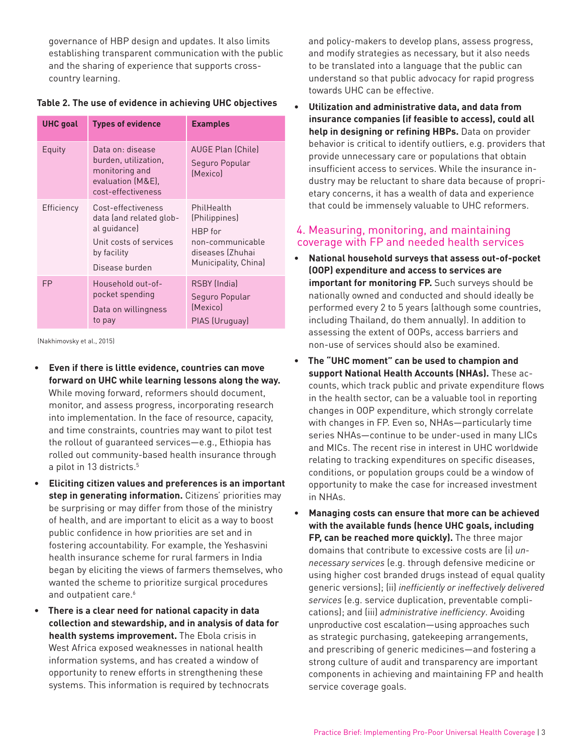governance of HBP design and updates. It also limits establishing transparent communication with the public and the sharing of experience that supports cross-country learning.

**Table 2. The use of evidence in achieving UHC objectives**

| UHC goal | Types of evidence | Examples |
|---|---|---|
| Equity | Data on: disease burden, utilization, monitoring and evaluation (M&E), cost-effectiveness | AUGE Plan (Chile)<br>Seguro Popular (Mexico) |
| Efficiency | Cost-effectiveness data (and related global guidance)<br>Unit costs of services by facility<br>Disease burden | PhilHealth (Philippines)<br>HBP for non-communicable diseases (Zhuhai Municipality, China) |
| FP | Household out-of-pocket spending<br>Data on willingness to pay | RSBY (India)<br>Seguro Popular (Mexico)<br>PIAS (Uruguay) |

(Nakhimovsky et al., 2015)

- **Even if there is little evidence, countries can move forward on UHC while learning lessons along the way.** While moving forward, reformers should document, monitor, and assess progress, incorporating research into implementation. In the face of resource, capacity, and time constraints, countries may want to pilot test the rollout of guaranteed services—e.g., Ethiopia has rolled out community-based health insurance through a pilot in 13 districts.[5]
- **Eliciting citizen values and preferences is an important step in generating information.** Citizens' priorities may be surprising or may differ from those of the ministry of health, and are important to elicit as a way to boost public confidence in how priorities are set and in fostering accountability. For example, the Yeshasvini health insurance scheme for rural farmers in India began by eliciting the views of farmers themselves, who wanted the scheme to prioritize surgical procedures and outpatient care.[6]
- **There is a clear need for national capacity in data collection and stewardship, and in analysis of data for health systems improvement.** The Ebola crisis in West Africa exposed weaknesses in national health information systems, and has created a window of opportunity to renew efforts in strengthening these systems. This information is required by technocrats and policy-makers to develop plans, assess progress, and modify strategies as necessary, but it also needs to be translated into a language that the public can understand so that public advocacy for rapid progress towards UHC can be effective.
- **Utilization and administrative data, and data from insurance companies (if feasible to access), could all help in designing or refining HBPs.** Data on provider behavior is critical to identify outliers, e.g. providers that provide unnecessary care or populations that obtain insufficient access to services. While the insurance industry may be reluctant to share data because of proprietary concerns, it has a wealth of data and experience that could be immensely valuable to UHC reformers.

## 4. Measuring, monitoring, and maintaining coverage with FP and needed health services

- **National household surveys that assess out-of-pocket (OOP) expenditure and access to services are important for monitoring FP.** Such surveys should be nationally owned and conducted and should ideally be performed every 2 to 5 years (although some countries, including Thailand, do them annually). In addition to assessing the extent of OOPs, access barriers and non-use of services should also be examined.
- **The "UHC moment" can be used to champion and support National Health Accounts (NHAs).** These accounts, which track public and private expenditure flows in the health sector, can be a valuable tool in reporting changes in OOP expenditure, which strongly correlate with changes in FP. Even so, NHAs—particularly time series NHAs—continue to be under-used in many LICs and MICs. The recent rise in interest in UHC worldwide relating to tracking expenditures on specific diseases, conditions, or population groups could be a window of opportunity to make the case for increased investment in NHAs.
- **Managing costs can ensure that more can be achieved with the available funds (hence UHC goals, including FP, can be reached more quickly).** The three major domains that contribute to excessive costs are (i) *unnecessary services* (e.g. through defensive medicine or using higher cost branded drugs instead of equal quality generic versions); (ii) *inefficiently or ineffectively delivered services* (e.g. service duplication, preventable complications); and (iii) *administrative inefficiency*. Avoiding unproductive cost escalation—using approaches such as strategic purchasing, gatekeeping arrangements, and prescribing of generic medicines—and fostering a strong culture of audit and transparency are important components in achieving and maintaining FP and health service coverage goals.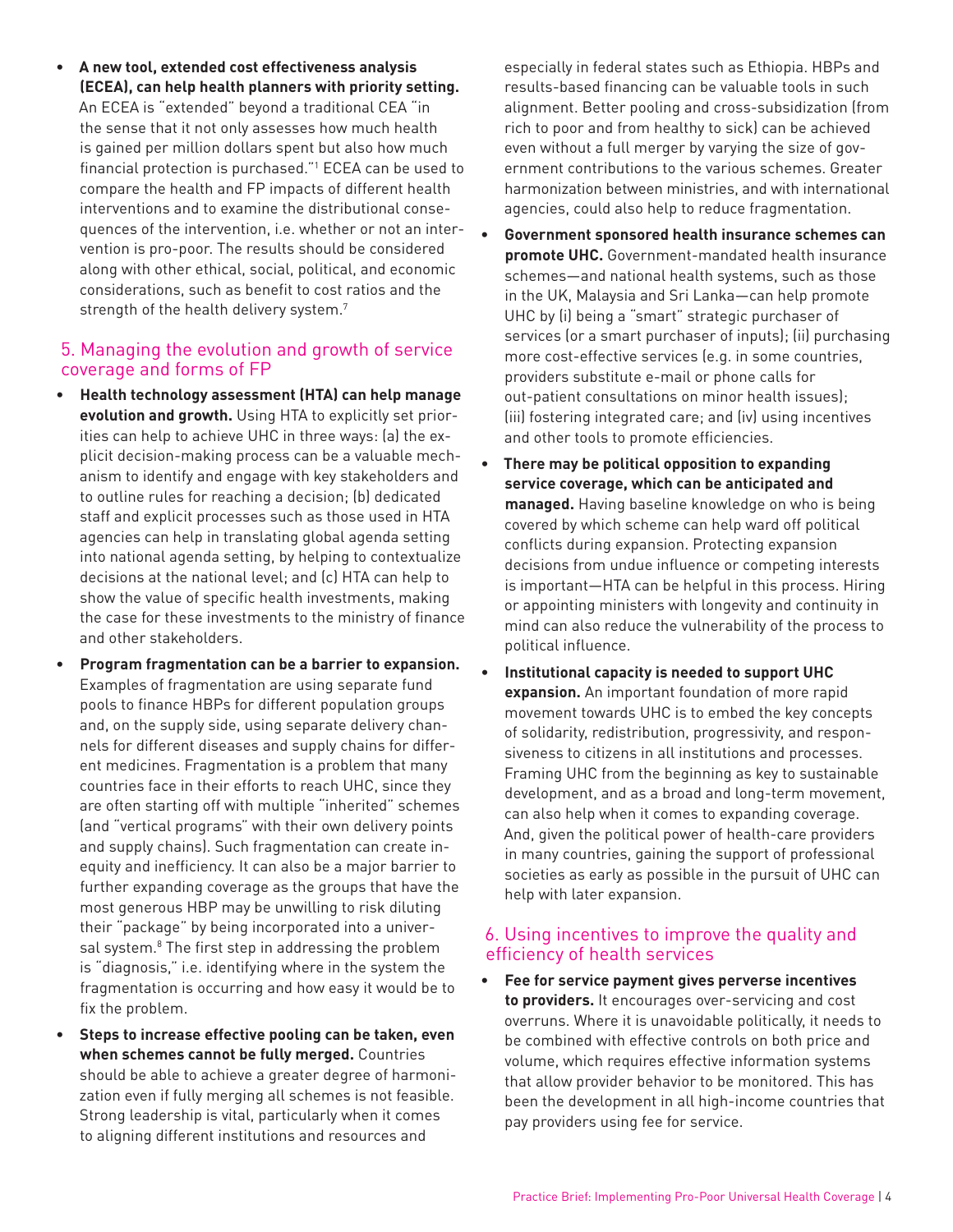- **A new tool, extended cost effectiveness analysis (ECEA), can help health planners with priority setting.** An ECEA is "extended" beyond a traditional CEA "in the sense that it not only assesses how much health is gained per million dollars spent but also how much financial protection is purchased."[1] ECEA can be used to compare the health and FP impacts of different health interventions and to examine the distributional consequences of the intervention, i.e. whether or not an intervention is pro-poor. The results should be considered along with other ethical, social, political, and economic considerations, such as benefit to cost ratios and the strength of the health delivery system.[7]

## 5. Managing the evolution and growth of service coverage and forms of FP

- **Health technology assessment (HTA) can help manage evolution and growth.** Using HTA to explicitly set priorities can help to achieve UHC in three ways: (a) the explicit decision-making process can be a valuable mechanism to identify and engage with key stakeholders and to outline rules for reaching a decision; (b) dedicated staff and explicit processes such as those used in HTA agencies can help in translating global agenda setting into national agenda setting, by helping to contextualize decisions at the national level; and (c) HTA can help to show the value of specific health investments, making the case for these investments to the ministry of finance and other stakeholders.
- **Program fragmentation can be a barrier to expansion.** Examples of fragmentation are using separate fund pools to finance HBPs for different population groups and, on the supply side, using separate delivery channels for different diseases and supply chains for different medicines. Fragmentation is a problem that many countries face in their efforts to reach UHC, since they are often starting off with multiple "inherited" schemes (and "vertical programs" with their own delivery points and supply chains). Such fragmentation can create inequity and inefficiency. It can also be a major barrier to further expanding coverage as the groups that have the most generous HBP may be unwilling to risk diluting their "package" by being incorporated into a universal system.[8] The first step in addressing the problem is "diagnosis," i.e. identifying where in the system the fragmentation is occurring and how easy it would be to fix the problem.
- **Steps to increase effective pooling can be taken, even when schemes cannot be fully merged.** Countries should be able to achieve a greater degree of harmonization even if fully merging all schemes is not feasible. Strong leadership is vital, particularly when it comes to aligning different institutions and resources and especially in federal states such as Ethiopia. HBPs and results-based financing can be valuable tools in such alignment. Better pooling and cross-subsidization (from rich to poor and from healthy to sick) can be achieved even without a full merger by varying the size of government contributions to the various schemes. Greater harmonization between ministries, and with international agencies, could also help to reduce fragmentation.
- **Government sponsored health insurance schemes can promote UHC.** Government-mandated health insurance schemes—and national health systems, such as those in the UK, Malaysia and Sri Lanka—can help promote UHC by (i) being a "smart" strategic purchaser of services (or a smart purchaser of inputs); (ii) purchasing more cost-effective services (e.g. in some countries, providers substitute e-mail or phone calls for out-patient consultations on minor health issues); (iii) fostering integrated care; and (iv) using incentives and other tools to promote efficiencies.
- **There may be political opposition to expanding service coverage, which can be anticipated and managed.** Having baseline knowledge on who is being covered by which scheme can help ward off political conflicts during expansion. Protecting expansion decisions from undue influence or competing interests is important—HTA can be helpful in this process. Hiring or appointing ministers with longevity and continuity in mind can also reduce the vulnerability of the process to political influence.
- **Institutional capacity is needed to support UHC expansion.** An important foundation of more rapid movement towards UHC is to embed the key concepts of solidarity, redistribution, progressivity, and responsiveness to citizens in all institutions and processes. Framing UHC from the beginning as key to sustainable development, and as a broad and long-term movement, can also help when it comes to expanding coverage. And, given the political power of health-care providers in many countries, gaining the support of professional societies as early as possible in the pursuit of UHC can help with later expansion.

## 6. Using incentives to improve the quality and efficiency of health services

- **Fee for service payment gives perverse incentives to providers.** It encourages over-servicing and cost overruns. Where it is unavoidable politically, it needs to be combined with effective controls on both price and volume, which requires effective information systems that allow provider behavior to be monitored. This has been the development in all high-income countries that pay providers using fee for service.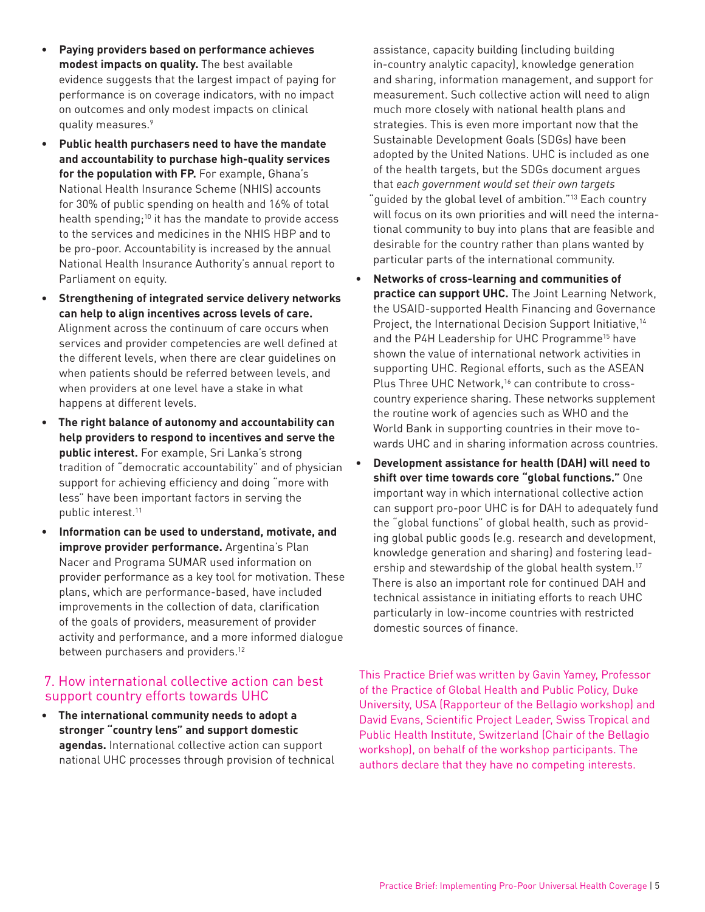- **Paying providers based on performance achieves modest impacts on quality.** The best available evidence suggests that the largest impact of paying for performance is on coverage indicators, with no impact on outcomes and only modest impacts on clinical quality measures.[9]
- **Public health purchasers need to have the mandate and accountability to purchase high-quality services for the population with FP.** For example, Ghana's National Health Insurance Scheme (NHIS) accounts for 30% of public spending on health and 16% of total health spending;[10] it has the mandate to provide access to the services and medicines in the NHIS HBP and to be pro-poor. Accountability is increased by the annual National Health Insurance Authority's annual report to Parliament on equity.
- **Strengthening of integrated service delivery networks can help to align incentives across levels of care.** Alignment across the continuum of care occurs when services and provider competencies are well defined at the different levels, when there are clear guidelines on when patients should be referred between levels, and when providers at one level have a stake in what happens at different levels.
- **The right balance of autonomy and accountability can help providers to respond to incentives and serve the public interest.** For example, Sri Lanka's strong tradition of "democratic accountability" and of physician support for achieving efficiency and doing "more with less" have been important factors in serving the public interest.[11]
- **Information can be used to understand, motivate, and improve provider performance.** Argentina's Plan Nacer and Programa SUMAR used information on provider performance as a key tool for motivation. These plans, which are performance-based, have included improvements in the collection of data, clarification of the goals of providers, measurement of provider activity and performance, and a more informed dialogue between purchasers and providers.[12]

## 7. How international collective action can best support country efforts towards UHC

- **The international community needs to adopt a stronger "country lens" and support domestic agendas.** International collective action can support national UHC processes through provision of technical assistance, capacity building (including building in-country analytic capacity), knowledge generation and sharing, information management, and support for measurement. Such collective action will need to align much more closely with national health plans and strategies. This is even more important now that the Sustainable Development Goals (SDGs) have been adopted by the United Nations. UHC is included as one of the health targets, but the SDGs document argues that *each government would set their own targets* "guided by the global level of ambition."[13] Each country will focus on its own priorities and will need the international community to buy into plans that are feasible and desirable for the country rather than plans wanted by particular parts of the international community.
- **Networks of cross-learning and communities of practice can support UHC.** The Joint Learning Network, the USAID-supported Health Financing and Governance Project, the International Decision Support Initiative,[14] and the P4H Leadership for UHC Programme[15] have shown the value of international network activities in supporting UHC. Regional efforts, such as the ASEAN Plus Three UHC Network,[16] can contribute to cross-country experience sharing. These networks supplement the routine work of agencies such as WHO and the World Bank in supporting countries in their move towards UHC and in sharing information across countries.
- **Development assistance for health (DAH) will need to shift over time towards core "global functions."** One important way in which international collective action can support pro-poor UHC is for DAH to adequately fund the "global functions" of global health, such as providing global public goods (e.g. research and development, knowledge generation and sharing) and fostering leadership and stewardship of the global health system.[17] There is also an important role for continued DAH and technical assistance in initiating efforts to reach UHC particularly in low-income countries with restricted domestic sources of finance.

This Practice Brief was written by Gavin Yamey, Professor of the Practice of Global Health and Public Policy, Duke University, USA (Rapporteur of the Bellagio workshop) and David Evans, Scientific Project Leader, Swiss Tropical and Public Health Institute, Switzerland (Chair of the Bellagio workshop), on behalf of the workshop participants. The authors declare that they have no competing interests.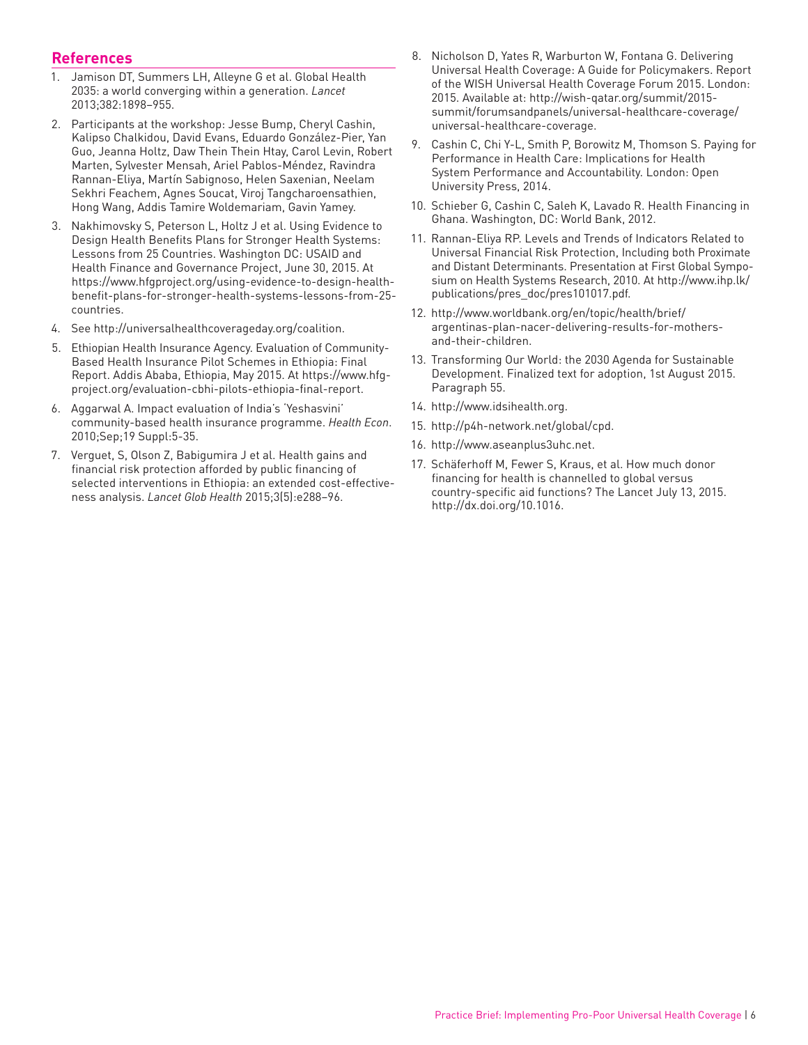## References

1. Jamison DT, Summers LH, Alleyne G et al. Global Health 2035: a world converging within a generation. *Lancet* 2013;382:1898–955.
2. Participants at the workshop: Jesse Bump, Cheryl Cashin, Kalipso Chalkidou, David Evans, Eduardo González-Pier, Yan Guo, Jeanna Holtz, Daw Thein Thein Htay, Carol Levin, Robert Marten, Sylvester Mensah, Ariel Pablos-Méndez, Ravindra Rannan-Eliya, Martín Sabignoso, Helen Saxenian, Neelam Sekhri Feachem, Agnes Soucat, Viroj Tangcharoensathien, Hong Wang, Addis Tamire Woldemariam, Gavin Yamey.
3. Nakhimovsky S, Peterson L, Holtz J et al. Using Evidence to Design Health Benefits Plans for Stronger Health Systems: Lessons from 25 Countries. Washington DC: USAID and Health Finance and Governance Project, June 30, 2015. At https://www.hfgproject.org/using-evidence-to-design-health-benefit-plans-for-stronger-health-systems-lessons-from-25-countries.
4. See http://universalhealthcoverageday.org/coalition.
5. Ethiopian Health Insurance Agency. Evaluation of Community-Based Health Insurance Pilot Schemes in Ethiopia: Final Report. Addis Ababa, Ethiopia, May 2015. At https://www.hfg-project.org/evaluation-cbhi-pilots-ethiopia-final-report.
6. Aggarwal A. Impact evaluation of India's 'Yeshasvini' community-based health insurance programme. *Health Econ*. 2010;Sep;19 Suppl:5-35.
7. Verguet, S, Olson Z, Babigumira J et al. Health gains and financial risk protection afforded by public financing of selected interventions in Ethiopia: an extended cost-effectiveness analysis. *Lancet Glob Health* 2015;3(5):e288–96.
8. Nicholson D, Yates R, Warburton W, Fontana G. Delivering Universal Health Coverage: A Guide for Policymakers. Report of the WISH Universal Health Coverage Forum 2015. London: 2015. Available at: http://wish-qatar.org/summit/2015-summit/forumsandpanels/universal-healthcare-coverage/universal-healthcare-coverage.
9. Cashin C, Chi Y-L, Smith P, Borowitz M, Thomson S. Paying for Performance in Health Care: Implications for Health System Performance and Accountability. London: Open University Press, 2014.
10. Schieber G, Cashin C, Saleh K, Lavado R. Health Financing in Ghana. Washington, DC: World Bank, 2012.
11. Rannan-Eliya RP. Levels and Trends of Indicators Related to Universal Financial Risk Protection, Including both Proximate and Distant Determinants. Presentation at First Global Symposium on Health Systems Research, 2010. At http://www.ihp.lk/publications/pres_doc/pres101017.pdf.
12. http://www.worldbank.org/en/topic/health/brief/argentinas-plan-nacer-delivering-results-for-mothers-and-their-children.
13. Transforming Our World: the 2030 Agenda for Sustainable Development. Finalized text for adoption, 1st August 2015. Paragraph 55.
14. http://www.idsihealth.org.
15. http://p4h-network.net/global/cpd.
16. http://www.aseanplus3uhc.net.
17. Schäferhoff M, Fewer S, Kraus, et al. How much donor financing for health is channelled to global versus country-specific aid functions? The Lancet July 13, 2015. http://dx.doi.org/10.1016.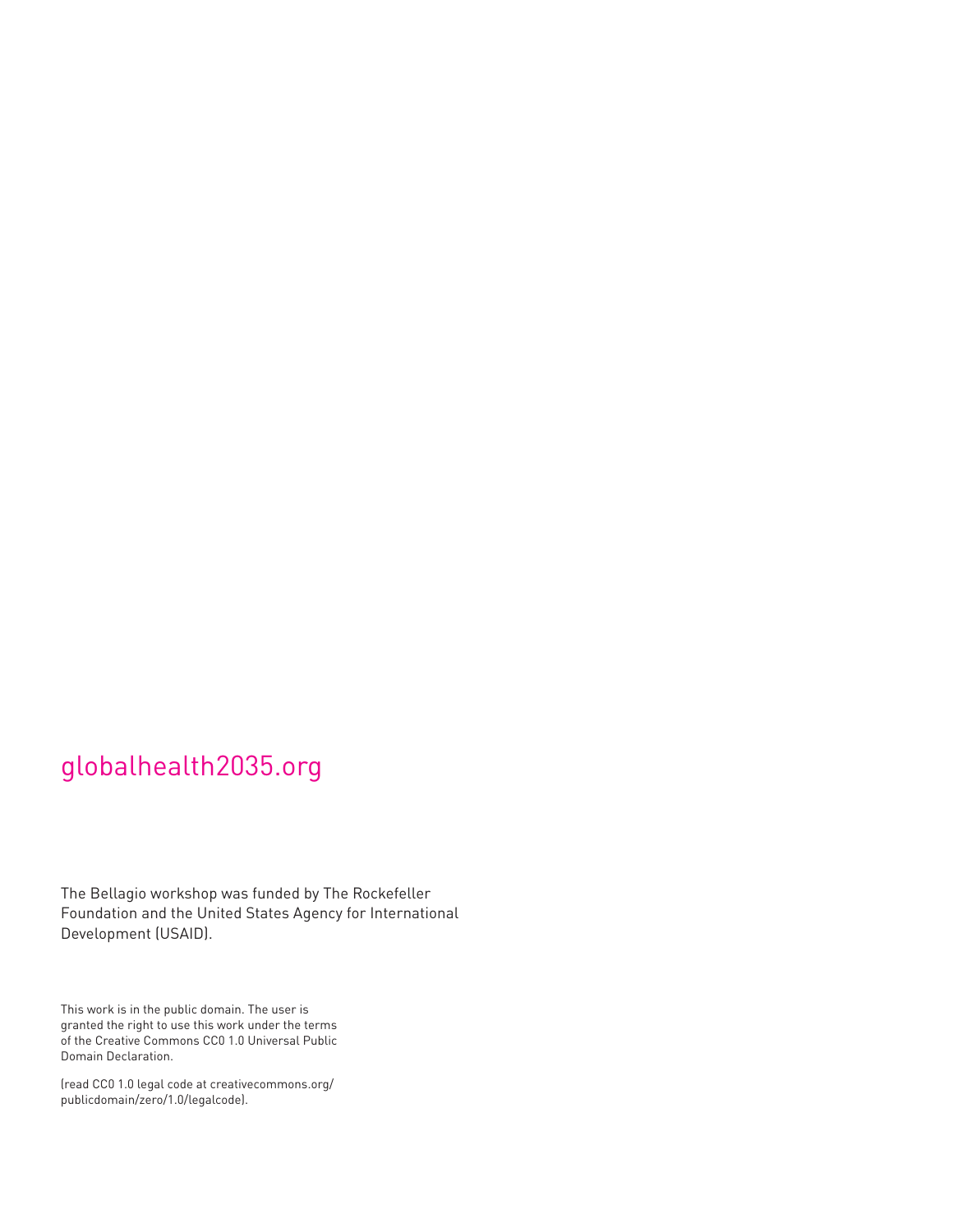globalhealth2035.org

The Bellagio workshop was funded by The Rockefeller Foundation and the United States Agency for International Development (USAID).

This work is in the public domain. The user is granted the right to use this work under the terms of the Creative Commons CC0 1.0 Universal Public Domain Declaration.

(read CC0 1.0 legal code at creativecommons.org/publicdomain/zero/1.0/legalcode).